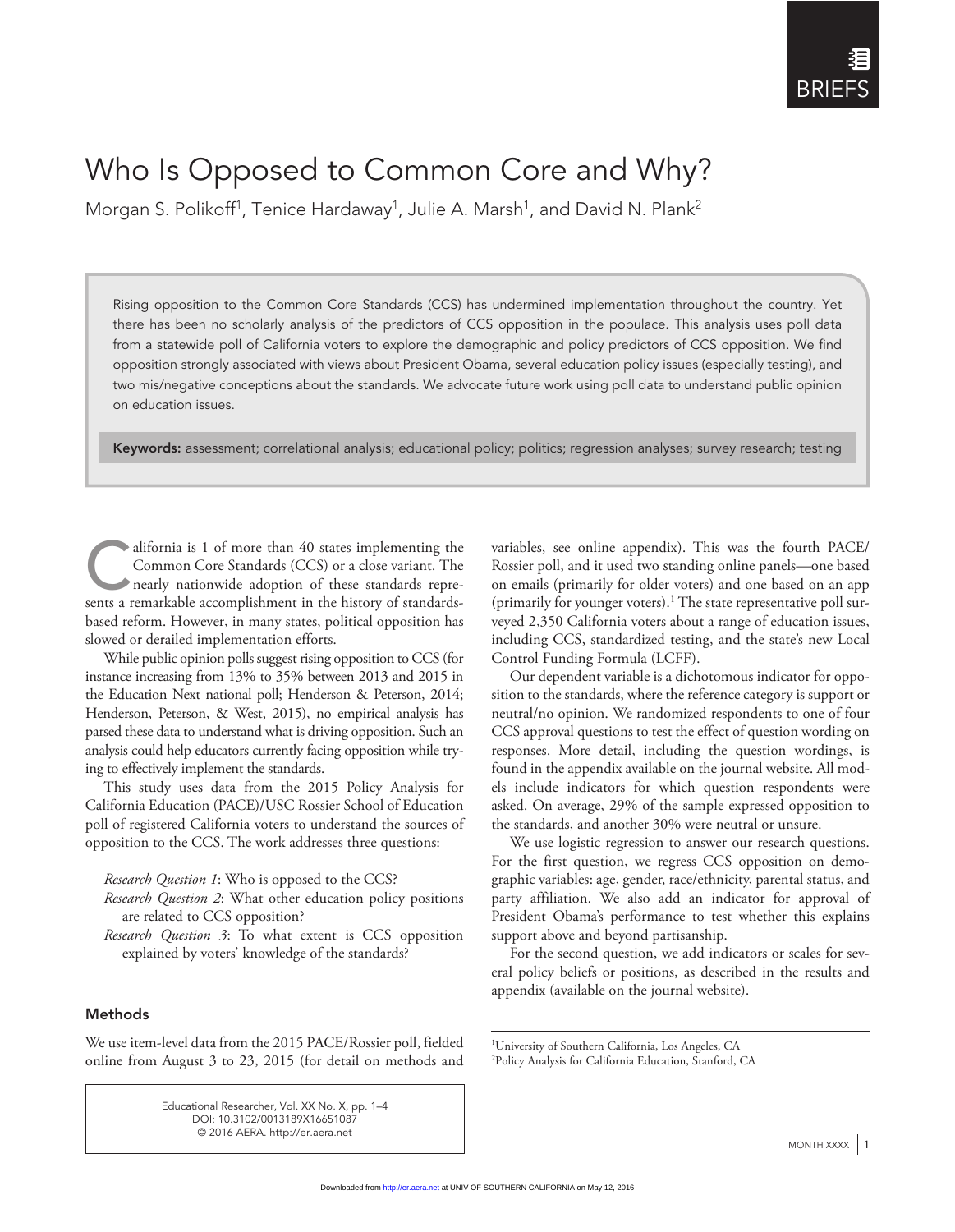BRIEFS

# Who Is Opposed to Common Core and Why?

Morgan S. Polikoff[1], Tenice Hardaway[1], Julie A. Marsh[1], and David N. Plank[2]

Rising opposition to the Common Core Standards (CCS) has undermined implementation throughout the country. Yet there has been no scholarly analysis of the predictors of CCS opposition in the populace. This analysis uses poll data from a statewide poll of California voters to explore the demographic and policy predictors of CCS opposition. We find opposition strongly associated with views about President Obama, several education policy issues (especially testing), and two mis/negative conceptions about the standards. We advocate future work using poll data to understand public opinion on education issues.

**Keywords:** assessment; correlational analysis; educational policy; politics; regression analyses; survey research; testing

California is 1 of more than 40 states implementing the Common Core Standards (CCS) or a close variant. The nearly nationwide adoption of these standards represents a remarkable accomplishment in the history of standards-based reform. However, in many states, political opposition has slowed or derailed implementation efforts.

While public opinion polls suggest rising opposition to CCS (for instance increasing from 13% to 35% between 2013 and 2015 in the Education Next national poll; Henderson & Peterson, 2014; Henderson, Peterson, & West, 2015), no empirical analysis has parsed these data to understand what is driving opposition. Such an analysis could help educators currently facing opposition while trying to effectively implement the standards.

This study uses data from the 2015 Policy Analysis for California Education (PACE)/USC Rossier School of Education poll of registered California voters to understand the sources of opposition to the CCS. The work addresses three questions:

*Research Question 1*: Who is opposed to the CCS?
*Research Question 2*: What other education policy positions are related to CCS opposition?
*Research Question 3*: To what extent is CCS opposition explained by voters' knowledge of the standards?

## Methods

We use item-level data from the 2015 PACE/Rossier poll, fielded online from August 3 to 23, 2015 (for detail on methods and variables, see online appendix). This was the fourth PACE/Rossier poll, and it used two standing online panels—one based on emails (primarily for older voters) and one based on an app (primarily for younger voters).[1] The state representative poll surveyed 2,350 California voters about a range of education issues, including CCS, standardized testing, and the state's new Local Control Funding Formula (LCFF).

Our dependent variable is a dichotomous indicator for opposition to the standards, where the reference category is support or neutral/no opinion. We randomized respondents to one of four CCS approval questions to test the effect of question wording on responses. More detail, including the question wordings, is found in the appendix available on the journal website. All models include indicators for which question respondents were asked. On average, 29% of the sample expressed opposition to the standards, and another 30% were neutral or unsure.

We use logistic regression to answer our research questions. For the first question, we regress CCS opposition on demographic variables: age, gender, race/ethnicity, parental status, and party affiliation. We also add an indicator for approval of President Obama's performance to test whether this explains support above and beyond partisanship.

For the second question, we add indicators or scales for several policy beliefs or positions, as described in the results and appendix (available on the journal website).

[1]University of Southern California, Los Angeles, CA
[2]Policy Analysis for California Education, Stanford, CA

Educational Researcher, Vol. XX No. X, pp. 1–4
DOI: 10.3102/0013189X16651087
© 2016 AERA. http://er.aera.net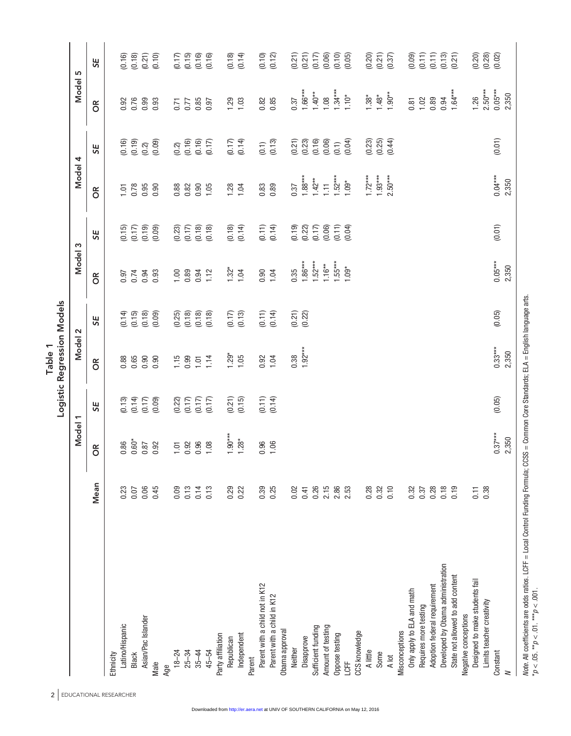# Table 1
## Logistic Regression Models

| | | Model 1 | | Model 2 | | Model 3 | | Model 4 | | Model 5 | |
|---|---|---|---|---|---|---|---|---|---|---|---|
| | Mean | OR | SE | OR | SE | OR | SE | OR | SE | OR | SE |
| Ethnicity | | | | | | | | | | | |
| Latino/Hispanic | 0.23 | 0.86 | (0.13) | 0.88 | (0.14) | 0.97 | (0.15) | 1.01 | (0.16) | 0.92 | (0.16) |
| Black | 0.07 | 0.60* | (0.14) | 0.65 | (0.15) | 0.74 | (0.17) | 0.78 | (0.19) | 0.76 | (0.18) |
| Asian/Pac Islander | 0.06 | 0.87 | (0.17) | 0.90 | (0.18) | 0.94 | (0.19) | 0.95 | (0.2) | 0.99 | (0.21) |
| Male | 0.45 | 0.92 | (0.09) | 0.90 | (0.09) | 0.93 | (0.09) | 0.90 | (0.09) | 0.93 | (0.10) |
| Age | | | | | | | | | | | |
| 18–24 | 0.09 | 1.01 | (0.22) | 1.15 | (0.25) | 1.00 | (0.23) | 0.88 | (0.2) | 0.71 | (0.17) |
| 25–34 | 0.13 | 0.92 | (0.17) | 0.99 | (0.18) | 0.89 | (0.17) | 0.82 | (0.16) | 0.77 | (0.15) |
| 35–44 | 0.14 | 0.96 | (0.17) | 1.01 | (0.18) | 0.94 | (0.18) | 0.90 | (0.16) | 0.85 | (0.16) |
| 45–54 | 0.13 | 1.08 | (0.17) | 1.14 | (0.18) | 1.12 | (0.18) | 1.05 | (0.17) | 0.97 | (0.16) |
| Party affiliation | | | | | | | | | | | |
| Republican | 0.29 | 1.90*** | (0.21) | 1.29* | (0.17) | 1.32* | (0.18) | 1.28 | (0.17) | 1.29 | (0.18) |
| Independent | 0.22 | 1.28* | (0.15) | 1.05 | (0.13) | 1.04 | (0.14) | 1.04 | (0.14) | 1.03 | (0.14) |
| Parent | | | | | | | | | | | |
| Parent with a child not in K12 | 0.39 | 0.96 | (0.11) | 0.92 | (0.11) | 0.90 | (0.11) | 0.83 | (0.1) | 0.82 | (0.10) |
| Parent with a child in K12 | 0.25 | 1.06 | (0.14) | 1.04 | (0.14) | 1.04 | (0.14) | 0.89 | (0.13) | 0.85 | (0.12) |
| Obama approval | | | | | | | | | | | |
| Neither | 0.02 | | | 0.38 | (0.21) | 0.35 | (0.19) | 0.37 | (0.21) | 0.37 | (0.21) |
| Disapprove | 0.41 | | | 1.92*** | (0.22) | 1.86*** | (0.22) | 1.88*** | (0.23) | 1.66*** | (0.21) |
| Sufficient funding | 0.26 | | | | | 1.52*** | (0.17) | 1.42** | (0.16) | 1.40** | (0.17) |
| Amount of testing | 2.15 | | | | | 1.16** | (0.06) | 1.11 | (0.06) | 1.08 | (0.06) |
| Oppose testing | 2.86 | | | | | 1.55*** | (0.11) | 1.52*** | (0.1) | 1.34*** | (0.10) |
| LCFF | 2.53 | | | | | 1.09* | (0.04) | 1.09* | (0.04) | 1.10* | (0.05) |
| CCS knowledge | | | | | | | | | | | |
| A little | 0.28 | | | | | | | 1.72*** | (0.23) | 1.38* | (0.20) |
| Some | 0.32 | | | | | | | 1.93*** | (0.25) | 1.48* | (0.21) |
| A lot | 0.10 | | | | | | | 2.50*** | (0.44) | 1.90** | (0.37) |
| Misconceptions | | | | | | | | | | | |
| Only apply to ELA and math | 0.32 | | | | | | | | | 0.81 | (0.09) |
| Requires more testing | 0.37 | | | | | | | | | 1.02 | (0.11) |
| Adoption federal requirement | 0.28 | | | | | | | | | 0.89 | (0.11) |
| Developed by Obama administration | 0.18 | | | | | | | | | 0.94 | (0.13) |
| State not allowed to add content | 0.19 | | | | | | | | | 1.64*** | (0.21) |
| Negative conceptions | | | | | | | | | | | |
| Designed to make students fail | 0.11 | | | | | | | | | 1.26 | (0.20) |
| Limits teacher creativity | 0.38 | | | | | | | | | 2.50*** | (0.28) |
| Constant | | 0.37*** | (0.05) | 0.33*** | (0.05) | 0.05*** | (0.01) | 0.04*** | (0.01) | 0.05*** | (0.02) |
| *N* | | 2,350 | | 2,350 | | 2,350 | | 2,350 | | 2,350 | |

*Note.* All coefficients are odds ratios. LCFF = Local Control Funding Formula; CCSS = Common Core State Standards; ELA = English language arts.
$^{*}p < .05$. $^{**}p < .01$. $^{***}p < .001$.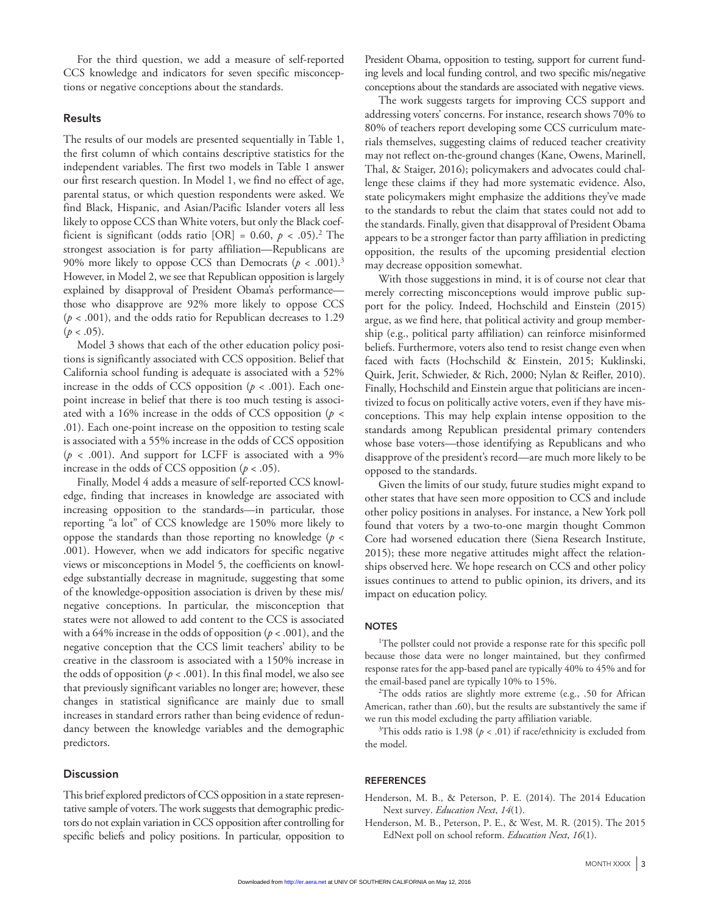For the third question, we add a measure of self-reported CCS knowledge and indicators for seven specific misconceptions or negative conceptions about the standards.

## Results

The results of our models are presented sequentially in Table 1, the first column of which contains descriptive statistics for the independent variables. The first two models in Table 1 answer our first research question. In Model 1, we find no effect of age, parental status, or which question respondents were asked. We find Black, Hispanic, and Asian/Pacific Islander voters all less likely to oppose CCS than White voters, but only the Black coefficient is significant (odds ratio [OR] = 0.60, $p < .05$).[2] The strongest association is for party affiliation—Republicans are 90% more likely to oppose CCS than Democrats ($p < .001$).[3] However, in Model 2, we see that Republican opposition is largely explained by disapproval of President Obama's performance—those who disapprove are 92% more likely to oppose CCS ($p < .001$), and the odds ratio for Republican decreases to 1.29 ($p < .05$).

Model 3 shows that each of the other education policy positions is significantly associated with CCS opposition. Belief that California school funding is adequate is associated with a 52% increase in the odds of CCS opposition ($p < .001$). Each one-point increase in belief that there is too much testing is associated with a 16% increase in the odds of CCS opposition ($p < .01$). Each one-point increase on the opposition to testing scale is associated with a 55% increase in the odds of CCS opposition ($p < .001$). And support for LCFF is associated with a 9% increase in the odds of CCS opposition ($p < .05$).

Finally, Model 4 adds a measure of self-reported CCS knowledge, finding that increases in knowledge are associated with increasing opposition to the standards—in particular, those reporting "a lot" of CCS knowledge are 150% more likely to oppose the standards than those reporting no knowledge ($p < .001$). However, when we add indicators for specific negative views or misconceptions in Model 5, the coefficients on knowledge substantially decrease in magnitude, suggesting that some of the knowledge-opposition association is driven by these mis/negative conceptions. In particular, the misconception that states were not allowed to add content to the CCS is associated with a 64% increase in the odds of opposition ($p < .001$), and the negative conception that the CCS limit teachers' ability to be creative in the classroom is associated with a 150% increase in the odds of opposition ($p < .001$). In this final model, we also see that previously significant variables no longer are; however, these changes in statistical significance are mainly due to small increases in standard errors rather than being evidence of redundancy between the knowledge variables and the demographic predictors.

## Discussion

This brief explored predictors of CCS opposition in a state representative sample of voters. The work suggests that demographic predictors do not explain variation in CCS opposition after controlling for specific beliefs and policy positions. In particular, opposition to President Obama, opposition to testing, support for current funding levels and local funding control, and two specific mis/negative conceptions about the standards are associated with negative views.

The work suggests targets for improving CCS support and addressing voters' concerns. For instance, research shows 70% to 80% of teachers report developing some CCS curriculum materials themselves, suggesting claims of reduced teacher creativity may not reflect on-the-ground changes (Kane, Owens, Marinell, Thal, & Staiger, 2016); policymakers and advocates could challenge these claims if they had more systematic evidence. Also, state policymakers might emphasize the additions they've made to the standards to rebut the claim that states could not add to the standards. Finally, given that disapproval of President Obama appears to be a stronger factor than party affiliation in predicting opposition, the results of the upcoming presidential election may decrease opposition somewhat.

With those suggestions in mind, it is of course not clear that merely correcting misconceptions would improve public support for the policy. Indeed, Hochschild and Einstein (2015) argue, as we find here, that political activity and group membership (e.g., political party affiliation) can reinforce misinformed beliefs. Furthermore, voters also tend to resist change even when faced with facts (Hochschild & Einstein, 2015; Kuklinski, Quirk, Jerit, Schwieder, & Rich, 2000; Nylan & Reifler, 2010). Finally, Hochschild and Einstein argue that politicians are incentivized to focus on politically active voters, even if they have misconceptions. This may help explain intense opposition to the standards among Republican presidential primary contenders whose base voters—those identifying as Republicans and who disapprove of the president's record—are much more likely to be opposed to the standards.

Given the limits of our study, future studies might expand to other states that have seen more opposition to CCS and include other policy positions in analyses. For instance, a New York poll found that voters by a two-to-one margin thought Common Core had worsened education there (Siena Research Institute, 2015); these more negative attitudes might affect the relationships observed here. We hope research on CCS and other policy issues continues to attend to public opinion, its drivers, and its impact on education policy.

### NOTES

[1]The pollster could not provide a response rate for this specific poll because those data were no longer maintained, but they confirmed response rates for the app-based panel are typically 40% to 45% and for the email-based panel are typically 10% to 15%.

[2]The odds ratios are slightly more extreme (e.g., .50 for African American, rather than .60), but the results are substantively the same if we run this model excluding the party affiliation variable.

[3]This odds ratio is 1.98 ($p < .01$) if race/ethnicity is excluded from the model.

### REFERENCES

Henderson, M. B., & Peterson, P. E. (2014). The 2014 Education Next survey. *Education Next*, *14*(1).

Henderson, M. B., Peterson, P. E., & West, M. R. (2015). The 2015 EdNext poll on school reform. *Education Next*, *16*(1).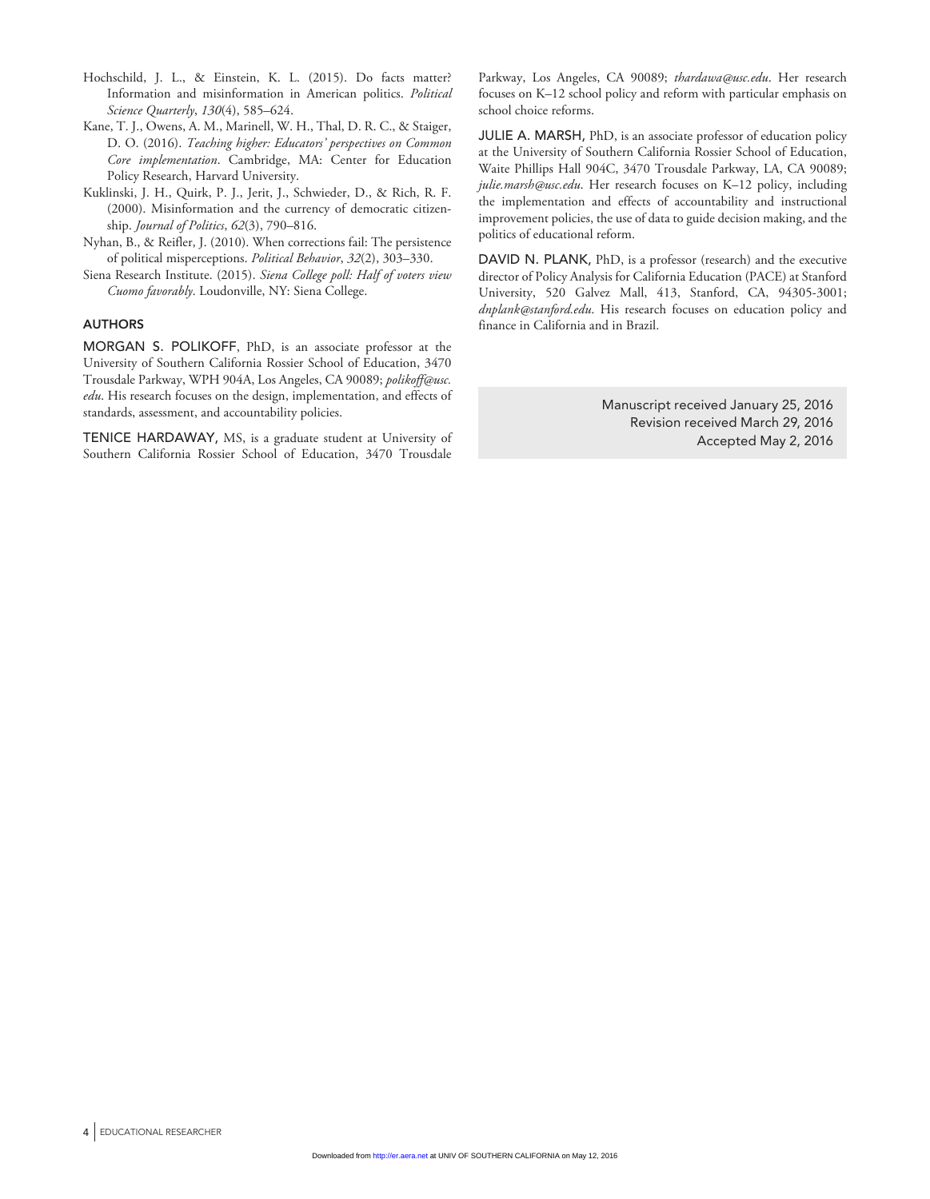Hochschild, J. L., & Einstein, K. L. (2015). Do facts matter? Information and misinformation in American politics. *Political Science Quarterly*, *130*(4), 585–624.

Kane, T. J., Owens, A. M., Marinell, W. H., Thal, D. R. C., & Staiger, D. O. (2016). *Teaching higher: Educators' perspectives on Common Core implementation*. Cambridge, MA: Center for Education Policy Research, Harvard University.

Kuklinski, J. H., Quirk, P. J., Jerit, J., Schwieder, D., & Rich, R. F. (2000). Misinformation and the currency of democratic citizenship. *Journal of Politics*, *62*(3), 790–816.

Nyhan, B., & Reifler, J. (2010). When corrections fail: The persistence of political misperceptions. *Political Behavior*, *32*(2), 303–330.

Siena Research Institute. (2015). *Siena College poll: Half of voters view Cuomo favorably*. Loudonville, NY: Siena College.

## AUTHORS

**MORGAN S. POLIKOFF**, PhD, is an associate professor at the University of Southern California Rossier School of Education, 3470 Trousdale Parkway, WPH 904A, Los Angeles, CA 90089; *polikoff@usc.edu*. His research focuses on the design, implementation, and effects of standards, assessment, and accountability policies.

**TENICE HARDAWAY,** MS, is a graduate student at University of Southern California Rossier School of Education, 3470 Trousdale Parkway, Los Angeles, CA 90089; *thardawa@usc.edu*. Her research focuses on K–12 school policy and reform with particular emphasis on school choice reforms.

**JULIE A. MARSH,** PhD, is an associate professor of education policy at the University of Southern California Rossier School of Education, Waite Phillips Hall 904C, 3470 Trousdale Parkway, LA, CA 90089; *julie.marsh@usc.edu*. Her research focuses on K–12 policy, including the implementation and effects of accountability and instructional improvement policies, the use of data to guide decision making, and the politics of educational reform.

**DAVID N. PLANK,** PhD, is a professor (research) and the executive director of Policy Analysis for California Education (PACE) at Stanford University, 520 Galvez Mall, 413, Stanford, CA, 94305-3001; *dnplank@stanford.edu*. His research focuses on education policy and finance in California and in Brazil.

Manuscript received January 25, 2016
Revision received March 29, 2016
Accepted May 2, 2016